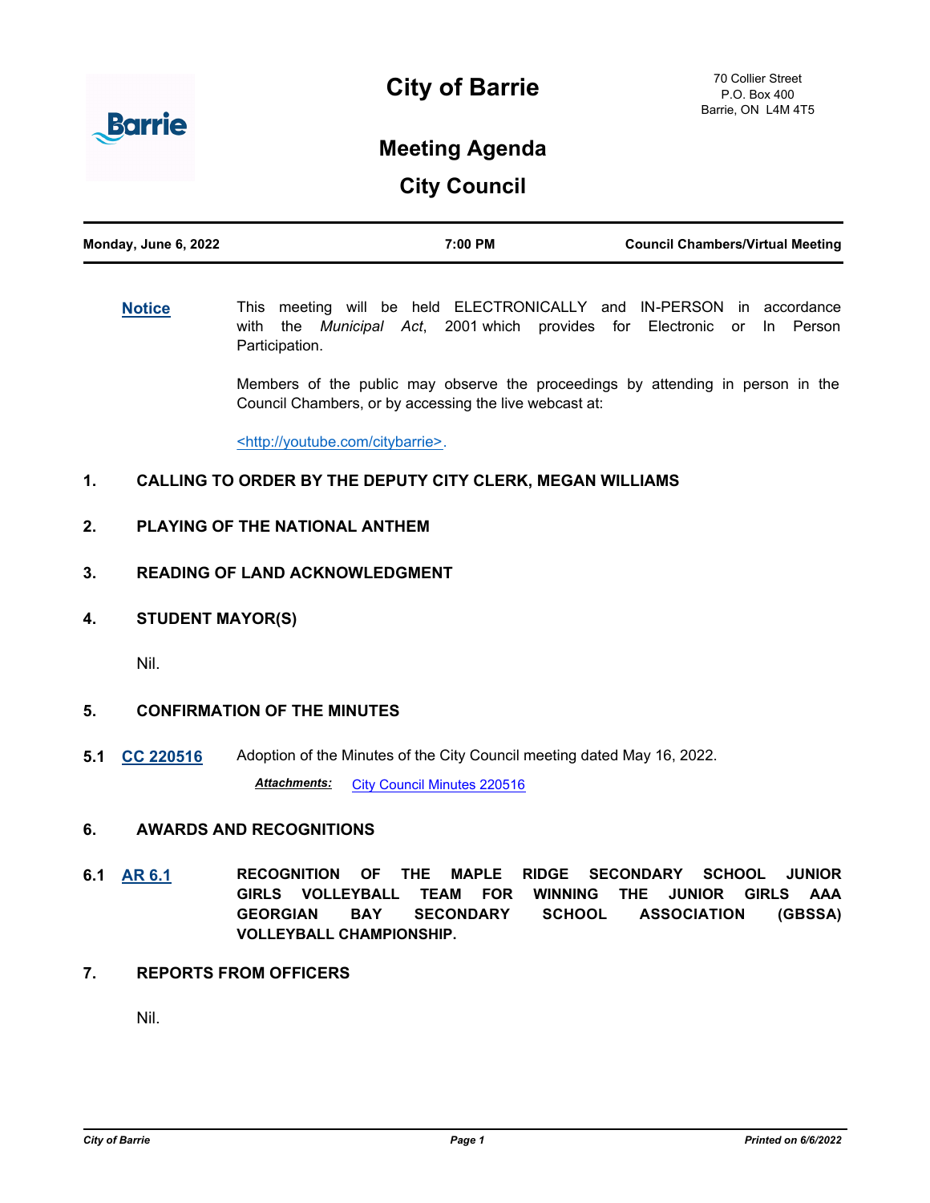# City of Barrie

70 Collier Street
P.O. Box 400
Barrie, ON L4M 4T5

## Meeting Agenda

## City Council

| Monday, June 6, 2022 | 7:00 PM | Council Chambers/Virtual Meeting |
|---|---|---|

**Notice** This meeting will be held ELECTRONICALLY and IN-PERSON in accordance with the *Municipal Act*, 2001 which provides for Electronic or In Person Participation.

Members of the public may observe the proceedings by attending in person in the Council Chambers, or by accessing the live webcast at:

<http://youtube.com/citybarrie>.

### 1. CALLING TO ORDER BY THE DEPUTY CITY CLERK, MEGAN WILLIAMS

### 2. PLAYING OF THE NATIONAL ANTHEM

### 3. READING OF LAND ACKNOWLEDGMENT

### 4. STUDENT MAYOR(S)

Nil.

### 5. CONFIRMATION OF THE MINUTES

**5.1 CC 220516** Adoption of the Minutes of the City Council meeting dated May 16, 2022.

***Attachments:*** City Council Minutes 220516

### 6. AWARDS AND RECOGNITIONS

**6.1 AR 6.1** **RECOGNITION OF THE MAPLE RIDGE SECONDARY SCHOOL JUNIOR GIRLS VOLLEYBALL TEAM FOR WINNING THE JUNIOR GIRLS AAA GEORGIAN BAY SECONDARY SCHOOL ASSOCIATION (GBSSA) VOLLEYBALL CHAMPIONSHIP.**

### 7. REPORTS FROM OFFICERS

Nil.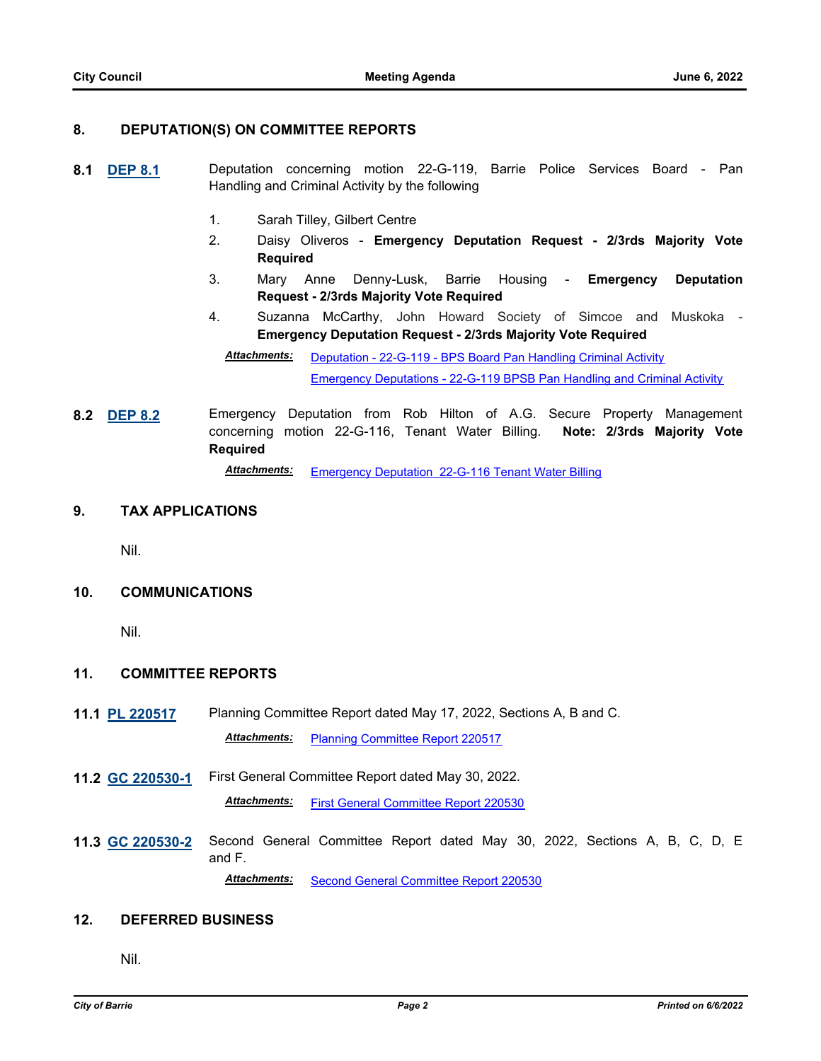## 8. DEPUTATION(S) ON COMMITTEE REPORTS

**8.1 DEP 8.1** Deputation concerning motion 22-G-119, Barrie Police Services Board - Pan Handling and Criminal Activity by the following

1. Sarah Tilley, Gilbert Centre
2. Daisy Oliveros - **Emergency Deputation Request - 2/3rds Majority Vote Required**
3. Mary Anne Denny-Lusk, Barrie Housing - **Emergency Deputation Request - 2/3rds Majority Vote Required**
4. Suzanna McCarthy, John Howard Society of Simcoe and Muskoka - **Emergency Deputation Request - 2/3rds Majority Vote Required**

***Attachments:*** Deputation - 22-G-119 - BPS Board Pan Handling Criminal Activity
Emergency Deputations - 22-G-119 BPSB Pan Handling and Criminal Activity

**8.2 DEP 8.2** Emergency Deputation from Rob Hilton of A.G. Secure Property Management concerning motion 22-G-116, Tenant Water Billing. **Note: 2/3rds Majority Vote Required**

***Attachments:*** Emergency Deputation 22-G-116 Tenant Water Billing

## 9. TAX APPLICATIONS

Nil.

## 10. COMMUNICATIONS

Nil.

## 11. COMMITTEE REPORTS

**11.1 PL 220517** Planning Committee Report dated May 17, 2022, Sections A, B and C.

***Attachments:*** Planning Committee Report 220517

**11.2 GC 220530-1** First General Committee Report dated May 30, 2022.

***Attachments:*** First General Committee Report 220530

**11.3 GC 220530-2** Second General Committee Report dated May 30, 2022, Sections A, B, C, D, E and F.

***Attachments:*** Second General Committee Report 220530

## 12. DEFERRED BUSINESS

Nil.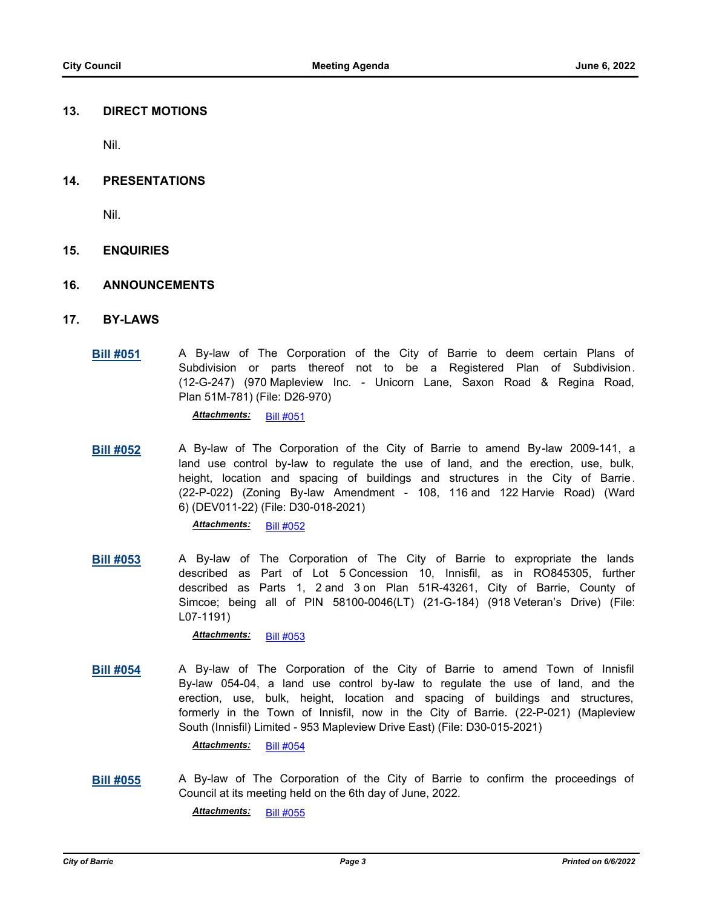## 13. DIRECT MOTIONS

Nil.

## 14. PRESENTATIONS

Nil.

## 15. ENQUIRIES

## 16. ANNOUNCEMENTS

## 17. BY-LAWS

**Bill #051** A By-law of The Corporation of the City of Barrie to deem certain Plans of Subdivision or parts thereof not to be a Registered Plan of Subdivision. (12-G-247) (970 Mapleview Inc. - Unicorn Lane, Saxon Road & Regina Road, Plan 51M-781) (File: D26-970)

***Attachments:*** Bill #051

**Bill #052** A By-law of The Corporation of the City of Barrie to amend By-law 2009-141, a land use control by-law to regulate the use of land, and the erection, use, bulk, height, location and spacing of buildings and structures in the City of Barrie. (22-P-022) (Zoning By-law Amendment - 108, 116 and 122 Harvie Road) (Ward 6) (DEV011-22) (File: D30-018-2021)

***Attachments:*** Bill #052

**Bill #053** A By-law of The Corporation of The City of Barrie to expropriate the lands described as Part of Lot 5 Concession 10, Innisfil, as in RO845305, further described as Parts 1, 2 and 3 on Plan 51R-43261, City of Barrie, County of Simcoe; being all of PIN 58100-0046(LT) (21-G-184) (918 Veteran's Drive) (File: L07-1191)

***Attachments:*** Bill #053

**Bill #054** A By-law of The Corporation of the City of Barrie to amend Town of Innisfil By-law 054-04, a land use control by-law to regulate the use of land, and the erection, use, bulk, height, location and spacing of buildings and structures, formerly in the Town of Innisfil, now in the City of Barrie. (22-P-021) (Mapleview South (Innisfil) Limited - 953 Mapleview Drive East) (File: D30-015-2021)

***Attachments:*** Bill #054

**Bill #055** A By-law of The Corporation of the City of Barrie to confirm the proceedings of Council at its meeting held on the 6th day of June, 2022.

***Attachments:*** Bill #055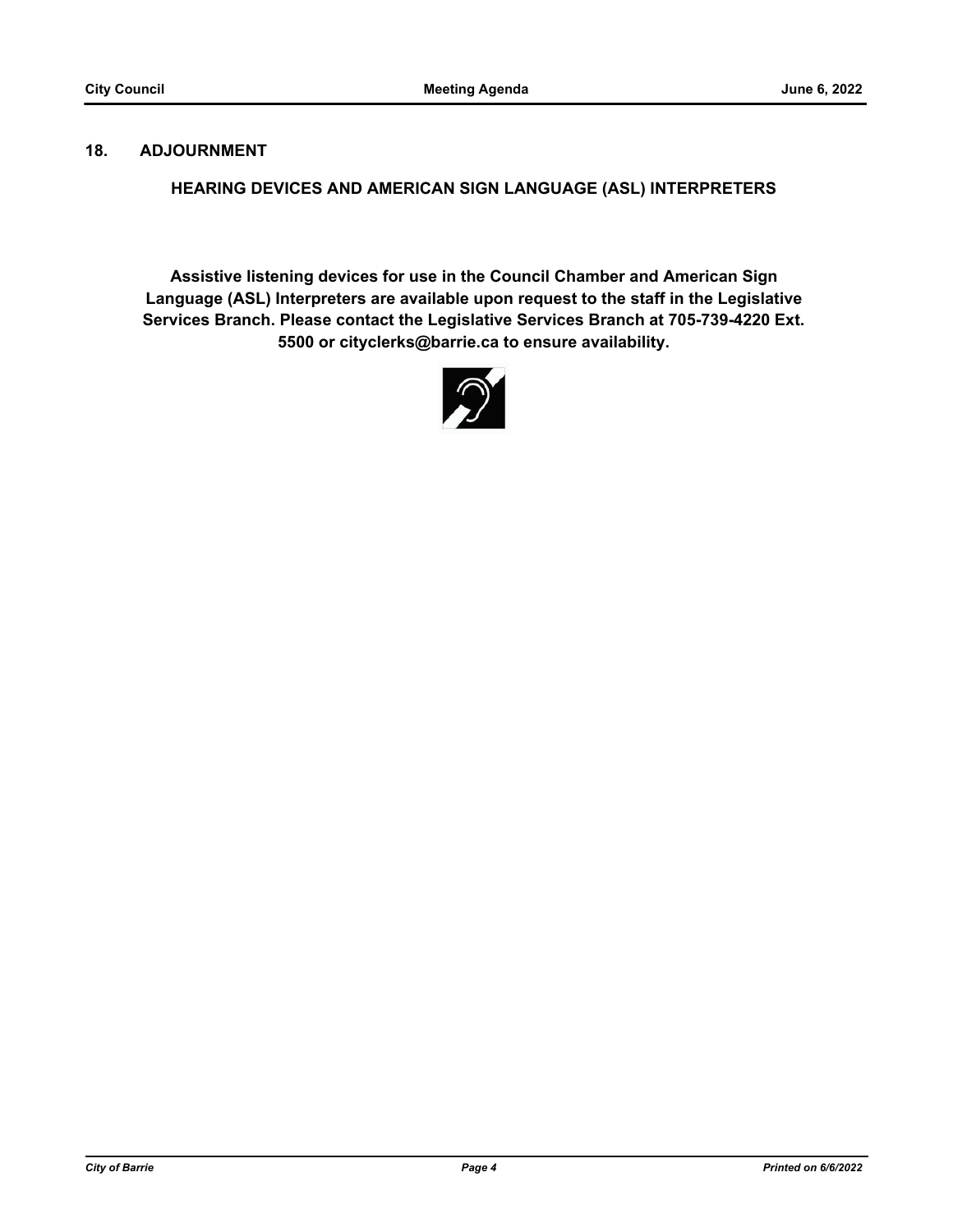## 18. ADJOURNMENT

**HEARING DEVICES AND AMERICAN SIGN LANGUAGE (ASL) INTERPRETERS**

**Assistive listening devices for use in the Council Chamber and American Sign Language (ASL) Interpreters are available upon request to the staff in the Legislative Services Branch. Please contact the Legislative Services Branch at 705-739-4220 Ext. 5500 or cityclerks@barrie.ca to ensure availability.**